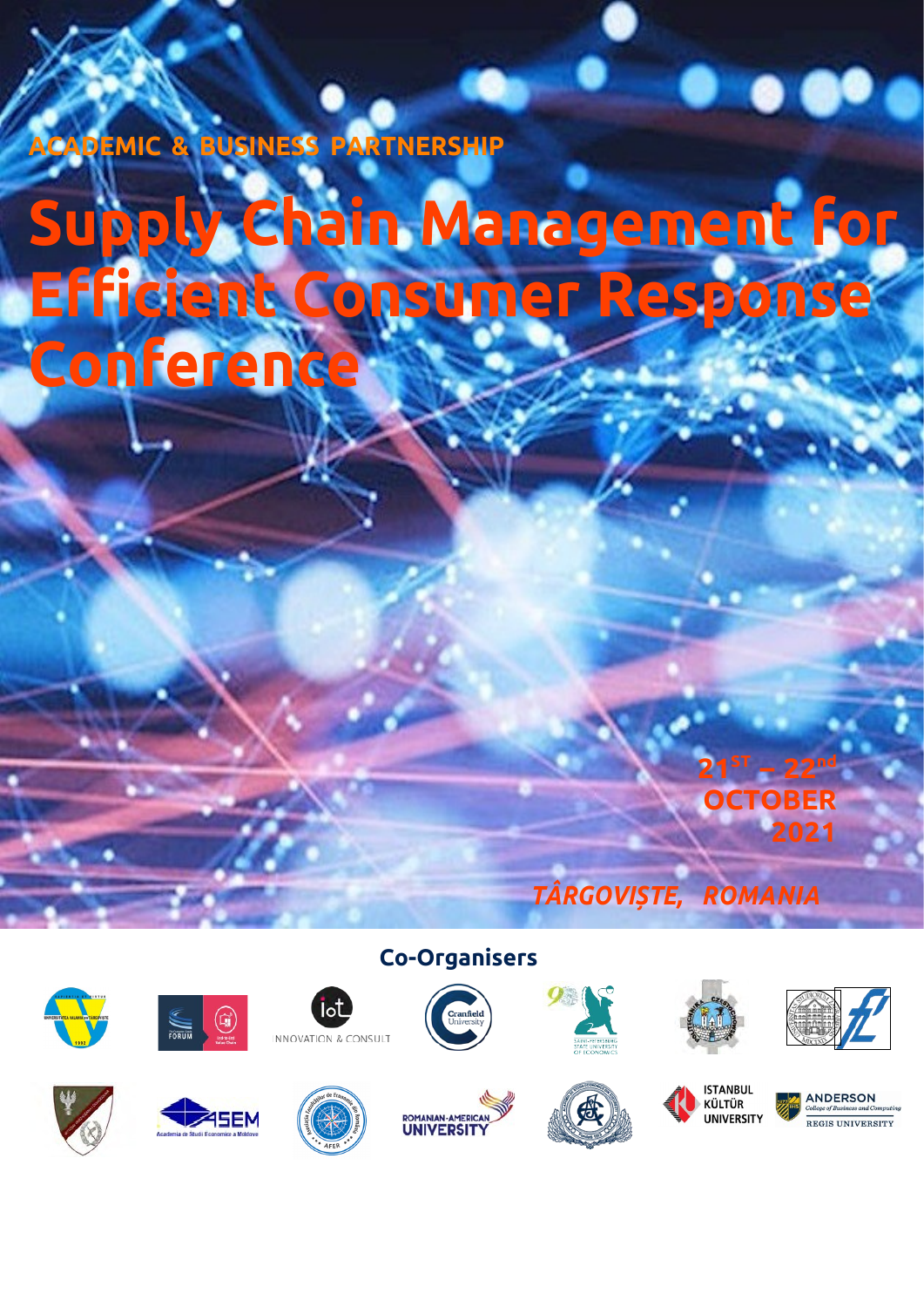ACADEMIC & BUSINESS PARTNERSHIP

# Supply Chain Management for Efficient Consumer Response Conference

21ST – 22nd OCTOBER 2021

*TÂRGOVIȘTE, ROMANIA*

## Co-Organisers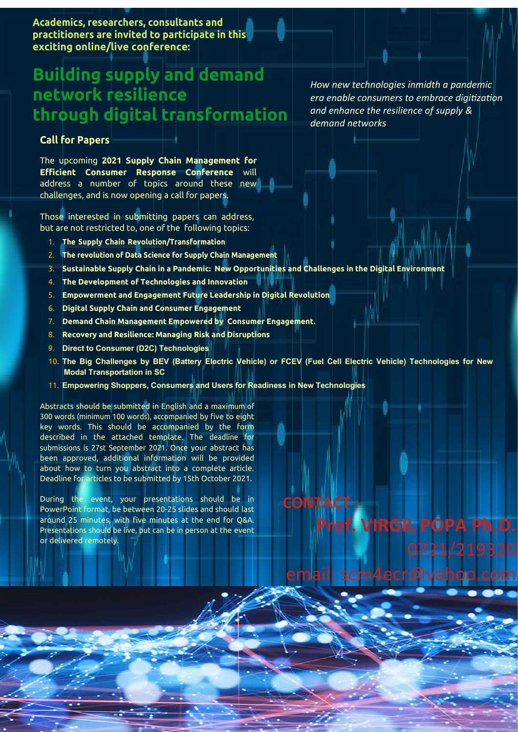**Academics, researchers, consultants and practitioners are invited to participate in this exciting online/live conference:**

# Building supply and demand network resilience through digital transformation

*How new technologies inmidth a pandemic era enable consumers to embrace digitization and enhance the resilience of supply & demand networks*

## Call for Papers

The upcoming **2021 Supply Chain Management for Efficient Consumer Response Conference** will address a number of topics around these new challenges, and is now opening a call for papers.

Those interested in submitting papers can address, but are not restricted to, one of the following topics:

1. **The Supply Chain Revolution/Transformation**
2. **The revolution of Data Science for Supply Chain Management**
3. **Sustainable Supply Chain in a Pandemic: New Opportunities and Challenges in the Digital Environment**
4. **The Development of Technologies and Innovation**
5. **Empowerment and Engagement Future Leadership in Digital Revolution**
6. **Digital Supply Chain and Consumer Engagement**
7. **Demand Chain Management Empowered by Consumer Engagement.**
8. **Recovery and Resilience: Managing Risk and Disruptions**
9. **Direct to Consumer (D2C) Technologies**
10. **The Big Challenges by BEV (Battery Electric Vehicle) or FCEV (Fuel Cell Electric Vehicle) Technologies for New Modal Transportation in SC**
11. **Empowering Shoppers, Consumers and Users for Readiness in New Technologies**

Abstracts should be submitted in English and a maximum of 300 words (minimum 100 words), accompanied by five to eight key words. This should be accompanied by the form described in the attached template. The deadline for submissions is 27st September 2021. Once your abstract has been approved, additional information will be provided about how to turn you abstract into a complete article. Deadline for articles to be submitted by 15th October 2021.

During the event, your presentations should be in PowerPoint format, be between 20-25 slides and should last around 25 minutes, with five minutes at the end for Q&A. Presentations should be live, but can be in person at the event or delivered remotely.

**CONTACT :**

**Prof. VIRGIL POPA Ph.D.**

0721/219320

email: scm4ecr@yahoo.com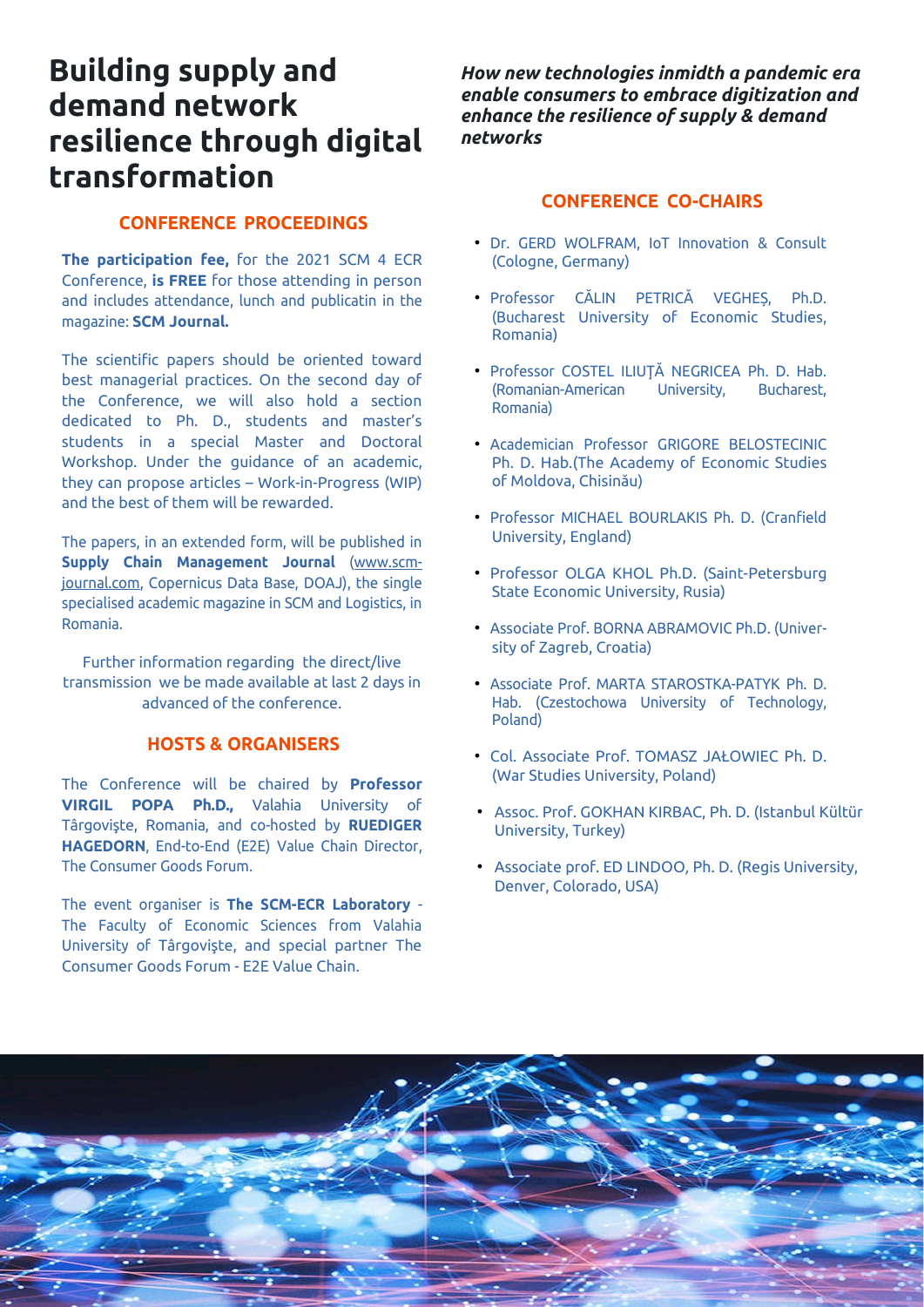# Building supply and demand network resilience through digital transformation

## CONFERENCE PROCEEDINGS

**The participation fee,** for the 2021 SCM 4 ECR Conference, **is FREE** for those attending in person and includes attendance, lunch and publicatin in the magazine: **SCM Journal.**

The scientific papers should be oriented toward best managerial practices. On the second day of the Conference, we will also hold a section dedicated to Ph. D., students and master's students in a special Master and Doctoral Workshop. Under the guidance of an academic, they can propose articles – Work-in-Progress (WIP) and the best of them will be rewarded.

The papers, in an extended form, will be published in **Supply Chain Management Journal** (www.scm-journal.com, Copernicus Data Base, DOAJ), the single specialised academic magazine in SCM and Logistics, in Romania.

Further information regarding the direct/live transmission we be made available at last 2 days in advanced of the conference.

## HOSTS & ORGANISERS

The Conference will be chaired by **Professor VIRGIL POPA Ph.D.,** Valahia University of Târgovişte, Romania, and co-hosted by **RUEDIGER HAGEDORN**, End-to-End (E2E) Value Chain Director, The Consumer Goods Forum.

The event organiser is **The SCM-ECR Laboratory** - The Faculty of Economic Sciences from Valahia University of Târgovişte, and special partner The Consumer Goods Forum - E2E Value Chain.

***How new technologies inmidth a pandemic era enable consumers to embrace digitization and enhance the resilience of supply & demand networks***

## CONFERENCE CO-CHAIRS

- Dr. GERD WOLFRAM, IoT Innovation & Consult (Cologne, Germany)
- Professor CĂLIN PETRICĂ VEGHEŞ, Ph.D. (Bucharest University of Economic Studies, Romania)
- Professor COSTEL ILIUŢĂ NEGRICEA Ph. D. Hab. (Romanian-American University, Bucharest, Romania)
- Academician Professor GRIGORE BELOSTECINIC Ph. D. Hab.(The Academy of Economic Studies of Moldova, Chisinău)
- Professor MICHAEL BOURLAKIS Ph. D. (Cranfield University, England)
- Professor OLGA KHOL Ph.D. (Saint-Petersburg State Economic University, Rusia)
- Associate Prof. BORNA ABRAMOVIC Ph.D. (University of Zagreb, Croatia)
- Associate Prof. MARTA STAROSTKA-PATYK Ph. D. Hab. (Czestochowa University of Technology, Poland)
- Col. Associate Prof. TOMASZ JAŁOWIEC Ph. D. (War Studies University, Poland)
- Assoc. Prof. GOKHAN KIRBAC, Ph. D. (Istanbul Kültür University, Turkey)
- Associate prof. ED LINDOO, Ph. D. (Regis University, Denver, Colorado, USA)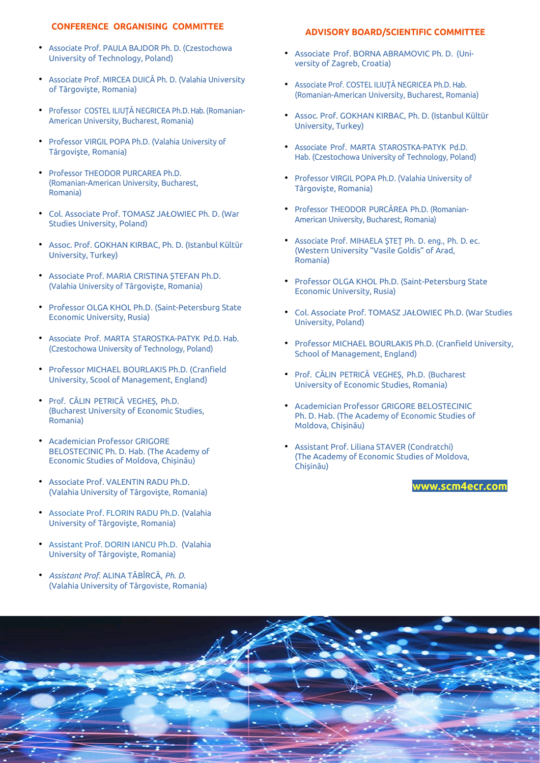## CONFERENCE ORGANISING COMMITTEE

- Associate Prof. PAULA BAJDOR Ph. D. (Czestochowa University of Technology, Poland)
- Associate Prof. MIRCEA DUICĂ Ph. D. (Valahia University of Târgovişte, Romania)
- Professor COSTEL ILIUŢĂ NEGRICEA Ph.D. Hab. (Romanian-American University, Bucharest, Romania)
- Professor VIRGIL POPA Ph.D. (Valahia University of Târgovişte, Romania)
- Professor THEODOR PURCAREA Ph.D. (Romanian-American University, Bucharest, Romania)
- Col. Associate Prof. TOMASZ JAŁOWIEC Ph. D. (War Studies University, Poland)
- Assoc. Prof. GOKHAN KIRBAC, Ph. D. (Istanbul Kültür University, Turkey)
- Associate Prof. MARIA CRISTINA ŞTEFAN Ph.D. (Valahia University of Târgovişte, Romania)
- Professor OLGA KHOL Ph.D. (Saint-Petersburg State Economic University, Rusia)
- Associate Prof. MARTA STAROSTKA-PATYK Pd.D. Hab. (Czestochowa University of Technology, Poland)
- Professor MICHAEL BOURLAKIS Ph.D. (Cranfield University, Scool of Management, England)
- Prof. CĂLIN PETRICĂ VEGHEŞ, Ph.D. (Bucharest University of Economic Studies, Romania)
- Academician Professor GRIGORE BELOSTECINIC Ph. D. Hab. (The Academy of Economic Studies of Moldova, Chişinău)
- Associate Prof. VALENTIN RADU Ph.D. (Valahia University of Târgovişte, Romania)
- Associate Prof. FLORIN RADU Ph.D. (Valahia University of Târgovişte, Romania)
- Assistant Prof. DORIN IANCU Ph.D. (Valahia University of Târgovişte, Romania)
- *Assistant Prof.* ALINA TĂBÎRCĂ, *Ph. D.* (Valahia University of Târgoviste, Romania)

## ADVISORY BOARD/SCIENTIFIC COMMITTEE

- Associate Prof. BORNA ABRAMOVIC Ph. D. (University of Zagreb, Croatia)
- Associate Prof. COSTEL ILIUŢĂ NEGRICEA Ph.D. Hab. (Romanian-American University, Bucharest, Romania)
- Assoc. Prof. GOKHAN KIRBAC, Ph. D. (Istanbul Kültür University, Turkey)
- Associate Prof. MARTA STAROSTKA-PATYK Pd.D. Hab. (Czestochowa University of Technology, Poland)
- Professor VIRGIL POPA Ph.D. (Valahia University of Târgovişte, Romania)
- Professor THEODOR PURCĂREA Ph.D. (Romanian-American University, Bucharest, Romania)
- Associate Prof. MIHAELA ŞTEŢ Ph. D. eng., Ph. D. ec. (Western University "Vasile Goldis" of Arad, Romania)
- Professor OLGA KHOL Ph.D. (Saint-Petersburg State Economic University, Rusia)
- Col. Associate Prof. TOMASZ JAŁOWIEC Ph.D. (War Studies University, Poland)
- Professor MICHAEL BOURLAKIS Ph.D. (Cranfield University, School of Management, England)
- Prof. CĂLIN PETRICĂ VEGHEŞ, Ph.D. (Bucharest University of Economic Studies, Romania)
- Academician Professor GRIGORE BELOSTECINIC Ph. D. Hab. (The Academy of Economic Studies of Moldova, Chişinău)
- Assistant Prof. Liliana STAVER (Condratchi) (The Academy of Economic Studies of Moldova, Chişinău)

**www.scm4ecr.com**